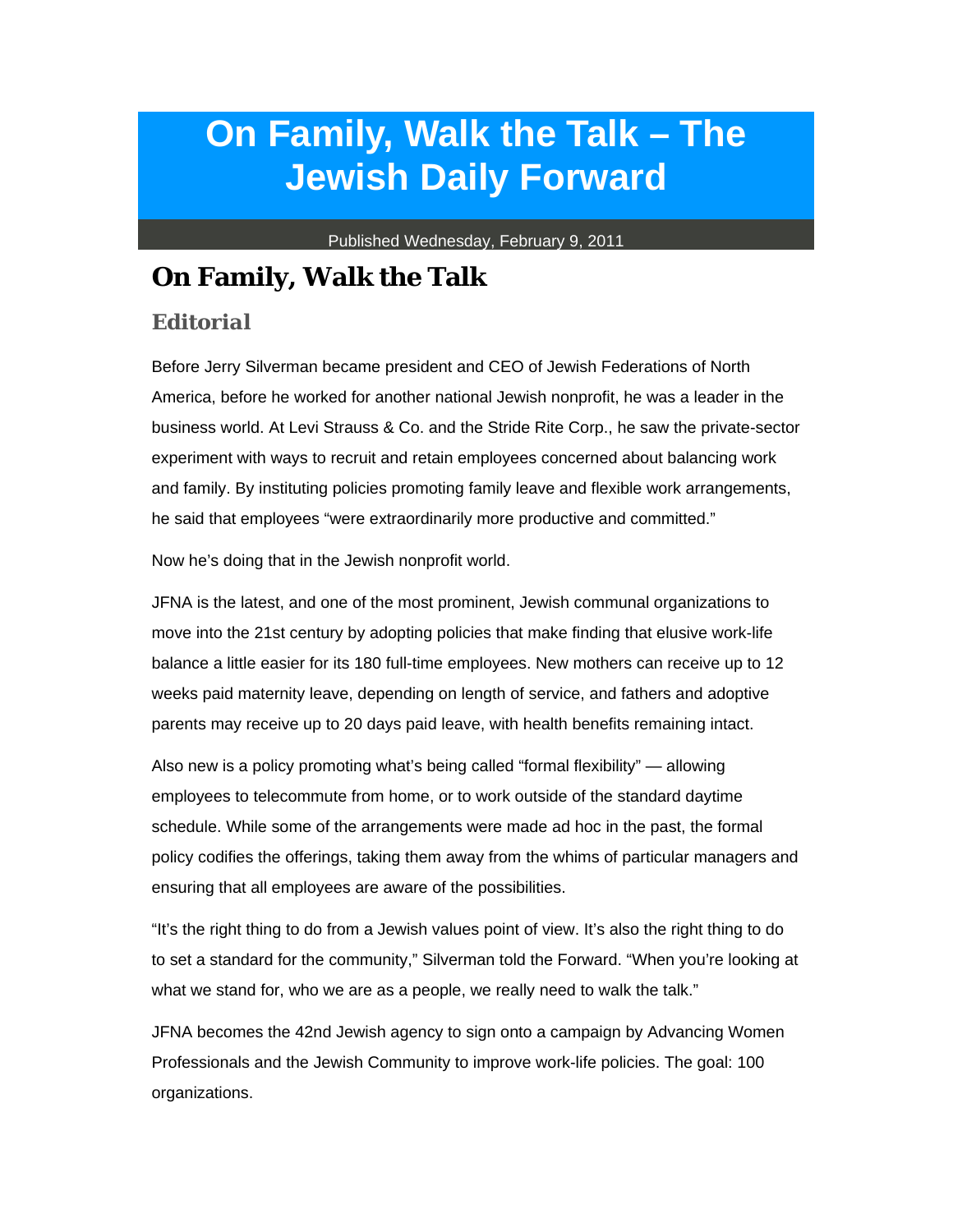# On Family, Walk the Talk – The Jewish Daily Forward

Published Wednesday, February 9, 2011

## On Family, Walk the Talk

### Editorial

Before Jerry Silverman became president and CEO of Jewish Federations of North America, before he worked for another national Jewish nonprofit, he was a leader in the business world. At Levi Strauss & Co. and the Stride Rite Corp., he saw the private-sector experiment with ways to recruit and retain employees concerned about balancing work and family. By instituting policies promoting family leave and flexible work arrangements, he said that employees "were extraordinarily more productive and committed."

Now he's doing that in the Jewish nonprofit world.

JFNA is the latest, and one of the most prominent, Jewish communal organizations to move into the 21st century by adopting policies that make finding that elusive work-life balance a little easier for its 180 full-time employees. New mothers can receive up to 12 weeks paid maternity leave, depending on length of service, and fathers and adoptive parents may receive up to 20 days paid leave, with health benefits remaining intact.

Also new is a policy promoting what's being called "formal flexibility" — allowing employees to telecommute from home, or to work outside of the standard daytime schedule. While some of the arrangements were made ad hoc in the past, the formal policy codifies the offerings, taking them away from the whims of particular managers and ensuring that all employees are aware of the possibilities.

"It's the right thing to do from a Jewish values point of view. It's also the right thing to do to set a standard for the community," Silverman told the Forward. "When you're looking at what we stand for, who we are as a people, we really need to walk the talk."

JFNA becomes the 42nd Jewish agency to sign onto a campaign by Advancing Women Professionals and the Jewish Community to improve work-life policies. The goal: 100 organizations.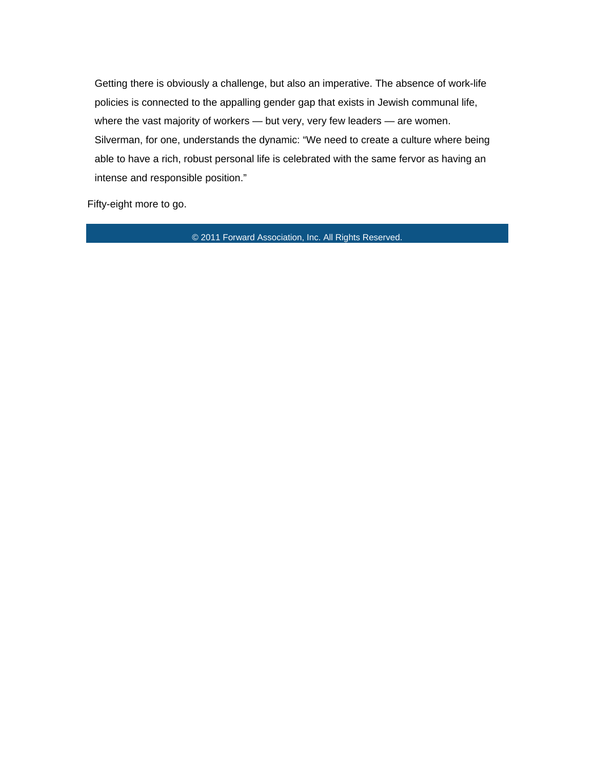Getting there is obviously a challenge, but also an imperative. The absence of work-life policies is connected to the appalling gender gap that exists in Jewish communal life, where the vast majority of workers — but very, very few leaders — are women. Silverman, for one, understands the dynamic: "We need to create a culture where being able to have a rich, robust personal life is celebrated with the same fervor as having an intense and responsible position."

Fifty-eight more to go.

© 2011 Forward Association, Inc. All Rights Reserved.